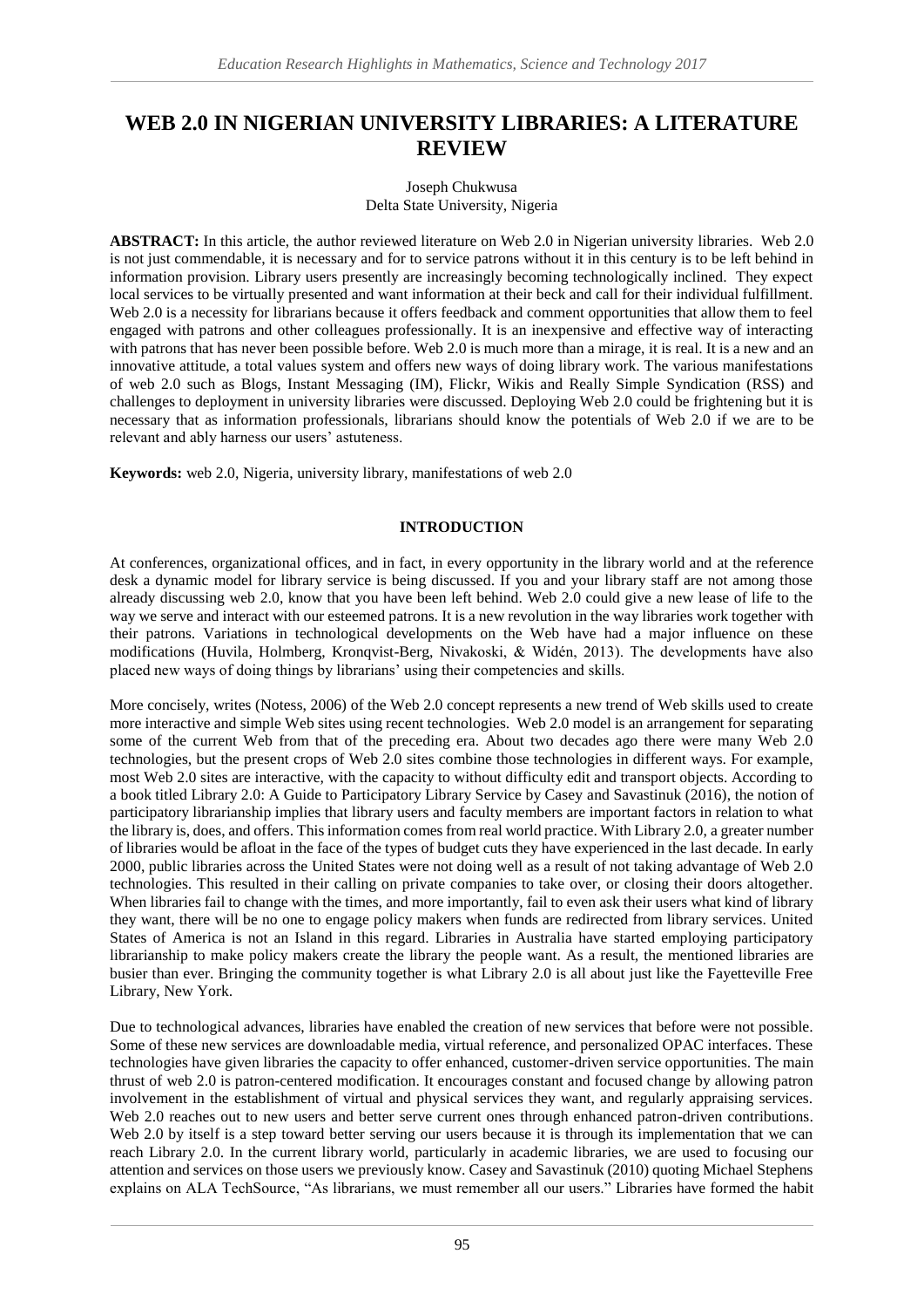# WEB 2.0 IN NIGERIAN UNIVERSITY LIBRARIES: A LITERATURE REVIEW

Joseph Chukwusa
Delta State University, Nigeria

**ABSTRACT:** In this article, the author reviewed literature on Web 2.0 in Nigerian university libraries. Web 2.0 is not just commendable, it is necessary and for to service patrons without it in this century is to be left behind in information provision. Library users presently are increasingly becoming technologically inclined. They expect local services to be virtually presented and want information at their beck and call for their individual fulfillment. Web 2.0 is a necessity for librarians because it offers feedback and comment opportunities that allow them to feel engaged with patrons and other colleagues professionally. It is an inexpensive and effective way of interacting with patrons that has never been possible before. Web 2.0 is much more than a mirage, it is real. It is a new and an innovative attitude, a total values system and offers new ways of doing library work. The various manifestations of web 2.0 such as Blogs, Instant Messaging (IM), Flickr, Wikis and Really Simple Syndication (RSS) and challenges to deployment in university libraries were discussed. Deploying Web 2.0 could be frightening but it is necessary that as information professionals, librarians should know the potentials of Web 2.0 if we are to be relevant and ably harness our users' astuteness.

**Keywords:** web 2.0, Nigeria, university library, manifestations of web 2.0

## INTRODUCTION

At conferences, organizational offices, and in fact, in every opportunity in the library world and at the reference desk a dynamic model for library service is being discussed. If you and your library staff are not among those already discussing web 2.0, know that you have been left behind. Web 2.0 could give a new lease of life to the way we serve and interact with our esteemed patrons. It is a new revolution in the way libraries work together with their patrons. Variations in technological developments on the Web have had a major influence on these modifications (Huvila, Holmberg, Kronqvist-Berg, Nivakoski, & Widén, 2013). The developments have also placed new ways of doing things by librarians' using their competencies and skills.

More concisely, writes (Notess, 2006) of the Web 2.0 concept represents a new trend of Web skills used to create more interactive and simple Web sites using recent technologies. Web 2.0 model is an arrangement for separating some of the current Web from that of the preceding era. About two decades ago there were many Web 2.0 technologies, but the present crops of Web 2.0 sites combine those technologies in different ways. For example, most Web 2.0 sites are interactive, with the capacity to without difficulty edit and transport objects. According to a book titled Library 2.0: A Guide to Participatory Library Service by Casey and Savastinuk (2016), the notion of participatory librarianship implies that library users and faculty members are important factors in relation to what the library is, does, and offers. This information comes from real world practice. With Library 2.0, a greater number of libraries would be afloat in the face of the types of budget cuts they have experienced in the last decade. In early 2000, public libraries across the United States were not doing well as a result of not taking advantage of Web 2.0 technologies. This resulted in their calling on private companies to take over, or closing their doors altogether. When libraries fail to change with the times, and more importantly, fail to even ask their users what kind of library they want, there will be no one to engage policy makers when funds are redirected from library services. United States of America is not an Island in this regard. Libraries in Australia have started employing participatory librarianship to make policy makers create the library the people want. As a result, the mentioned libraries are busier than ever. Bringing the community together is what Library 2.0 is all about just like the Fayetteville Free Library, New York.

Due to technological advances, libraries have enabled the creation of new services that before were not possible. Some of these new services are downloadable media, virtual reference, and personalized OPAC interfaces. These technologies have given libraries the capacity to offer enhanced, customer-driven service opportunities. The main thrust of web 2.0 is patron-centered modification. It encourages constant and focused change by allowing patron involvement in the establishment of virtual and physical services they want, and regularly appraising services. Web 2.0 reaches out to new users and better serve current ones through enhanced patron-driven contributions. Web 2.0 by itself is a step toward better serving our users because it is through its implementation that we can reach Library 2.0. In the current library world, particularly in academic libraries, we are used to focusing our attention and services on those users we previously know. Casey and Savastinuk (2010) quoting Michael Stephens explains on ALA TechSource, "As librarians, we must remember all our users." Libraries have formed the habit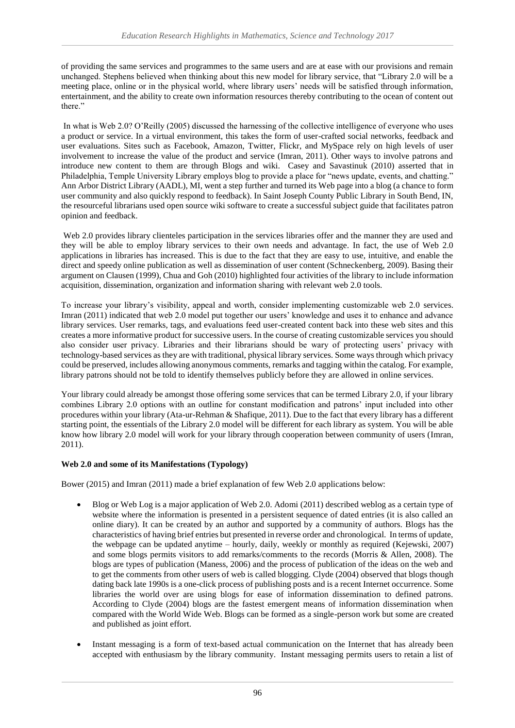of providing the same services and programmes to the same users and are at ease with our provisions and remain unchanged. Stephens believed when thinking about this new model for library service, that "Library 2.0 will be a meeting place, online or in the physical world, where library users' needs will be satisfied through information, entertainment, and the ability to create own information resources thereby contributing to the ocean of content out there."

In what is Web 2.0? O'Reilly (2005) discussed the harnessing of the collective intelligence of everyone who uses a product or service. In a virtual environment, this takes the form of user-crafted social networks, feedback and user evaluations. Sites such as Facebook, Amazon, Twitter, Flickr, and MySpace rely on high levels of user involvement to increase the value of the product and service (Imran, 2011). Other ways to involve patrons and introduce new content to them are through Blogs and wiki. Casey and Savastinuk (2010) asserted that in Philadelphia, Temple University Library employs blog to provide a place for "news update, events, and chatting." Ann Arbor District Library (AADL), MI, went a step further and turned its Web page into a blog (a chance to form user community and also quickly respond to feedback). In Saint Joseph County Public Library in South Bend, IN, the resourceful librarians used open source wiki software to create a successful subject guide that facilitates patron opinion and feedback.

Web 2.0 provides library clienteles participation in the services libraries offer and the manner they are used and they will be able to employ library services to their own needs and advantage. In fact, the use of Web 2.0 applications in libraries has increased. This is due to the fact that they are easy to use, intuitive, and enable the direct and speedy online publication as well as dissemination of user content (Schneckenberg, 2009). Basing their argument on Clausen (1999), Chua and Goh (2010) highlighted four activities of the library to include information acquisition, dissemination, organization and information sharing with relevant web 2.0 tools.

To increase your library's visibility, appeal and worth, consider implementing customizable web 2.0 services. Imran (2011) indicated that web 2.0 model put together our users' knowledge and uses it to enhance and advance library services. User remarks, tags, and evaluations feed user-created content back into these web sites and this creates a more informative product for successive users. In the course of creating customizable services you should also consider user privacy. Libraries and their librarians should be wary of protecting users' privacy with technology-based services as they are with traditional, physical library services. Some ways through which privacy could be preserved, includes allowing anonymous comments, remarks and tagging within the catalog. For example, library patrons should not be told to identify themselves publicly before they are allowed in online services.

Your library could already be amongst those offering some services that can be termed Library 2.0, if your library combines Library 2.0 options with an outline for constant modification and patrons' input included into other procedures within your library (Ata-ur-Rehman & Shafique, 2011). Due to the fact that every library has a different starting point, the essentials of the Library 2.0 model will be different for each library as system. You will be able know how library 2.0 model will work for your library through cooperation between community of users (Imran, 2011).

**Web 2.0 and some of its Manifestations (Typology)**

Bower (2015) and Imran (2011) made a brief explanation of few Web 2.0 applications below:

- Blog or Web Log is a major application of Web 2.0. Adomi (2011) described weblog as a certain type of website where the information is presented in a persistent sequence of dated entries (it is also called an online diary). It can be created by an author and supported by a community of authors. Blogs has the characteristics of having brief entries but presented in reverse order and chronological. In terms of update, the webpage can be updated anytime – hourly, daily, weekly or monthly as required (Kejewski, 2007) and some blogs permits visitors to add remarks/comments to the records (Morris & Allen, 2008). The blogs are types of publication (Maness, 2006) and the process of publication of the ideas on the web and to get the comments from other users of web is called blogging. Clyde (2004) observed that blogs though dating back late 1990s is a one-click process of publishing posts and is a recent Internet occurrence. Some libraries the world over are using blogs for ease of information dissemination to defined patrons. According to Clyde (2004) blogs are the fastest emergent means of information dissemination when compared with the World Wide Web. Blogs can be formed as a single-person work but some are created and published as joint effort.

- Instant messaging is a form of text-based actual communication on the Internet that has already been accepted with enthusiasm by the library community. Instant messaging permits users to retain a list of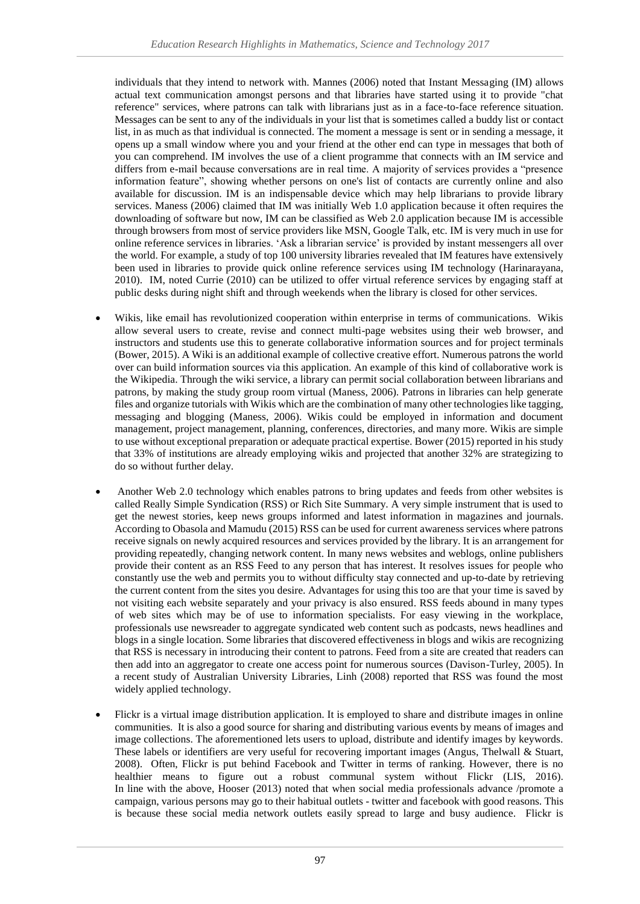individuals that they intend to network with. Mannes (2006) noted that Instant Messaging (IM) allows actual text communication amongst persons and that libraries have started using it to provide "chat reference" services, where patrons can talk with librarians just as in a face-to-face reference situation. Messages can be sent to any of the individuals in your list that is sometimes called a buddy list or contact list, in as much as that individual is connected. The moment a message is sent or in sending a message, it opens up a small window where you and your friend at the other end can type in messages that both of you can comprehend. IM involves the use of a client programme that connects with an IM service and differs from e-mail because conversations are in real time. A majority of services provides a "presence information feature", showing whether persons on one's list of contacts are currently online and also available for discussion. IM is an indispensable device which may help librarians to provide library services. Maness (2006) claimed that IM was initially Web 1.0 application because it often requires the downloading of software but now, IM can be classified as Web 2.0 application because IM is accessible through browsers from most of service providers like MSN, Google Talk, etc. IM is very much in use for online reference services in libraries. 'Ask a librarian service' is provided by instant messengers all over the world. For example, a study of top 100 university libraries revealed that IM features have extensively been used in libraries to provide quick online reference services using IM technology (Harinarayana, 2010). IM, noted Currie (2010) can be utilized to offer virtual reference services by engaging staff at public desks during night shift and through weekends when the library is closed for other services.

- Wikis, like email has revolutionized cooperation within enterprise in terms of communications. Wikis allow several users to create, revise and connect multi-page websites using their web browser, and instructors and students use this to generate collaborative information sources and for project terminals (Bower, 2015). A Wiki is an additional example of collective creative effort. Numerous patrons the world over can build information sources via this application. An example of this kind of collaborative work is the Wikipedia. Through the wiki service, a library can permit social collaboration between librarians and patrons, by making the study group room virtual (Maness, 2006). Patrons in libraries can help generate files and organize tutorials with Wikis which are the combination of many other technologies like tagging, messaging and blogging (Maness, 2006). Wikis could be employed in information and document management, project management, planning, conferences, directories, and many more. Wikis are simple to use without exceptional preparation or adequate practical expertise. Bower (2015) reported in his study that 33% of institutions are already employing wikis and projected that another 32% are strategizing to do so without further delay.

- Another Web 2.0 technology which enables patrons to bring updates and feeds from other websites is called Really Simple Syndication (RSS) or Rich Site Summary. A very simple instrument that is used to get the newest stories, keep news groups informed and latest information in magazines and journals. According to Obasola and Mamudu (2015) RSS can be used for current awareness services where patrons receive signals on newly acquired resources and services provided by the library. It is an arrangement for providing repeatedly, changing network content. In many news websites and weblogs, online publishers provide their content as an RSS Feed to any person that has interest. It resolves issues for people who constantly use the web and permits you to without difficulty stay connected and up-to-date by retrieving the current content from the sites you desire. Advantages for using this too are that your time is saved by not visiting each website separately and your privacy is also ensured. RSS feeds abound in many types of web sites which may be of use to information specialists. For easy viewing in the workplace, professionals use newsreader to aggregate syndicated web content such as podcasts, news headlines and blogs in a single location. Some libraries that discovered effectiveness in blogs and wikis are recognizing that RSS is necessary in introducing their content to patrons. Feed from a site are created that readers can then add into an aggregator to create one access point for numerous sources (Davison-Turley, 2005). In a recent study of Australian University Libraries, Linh (2008) reported that RSS was found the most widely applied technology.

- Flickr is a virtual image distribution application. It is employed to share and distribute images in online communities. It is also a good source for sharing and distributing various events by means of images and image collections. The aforementioned lets users to upload, distribute and identify images by keywords. These labels or identifiers are very useful for recovering important images (Angus, Thelwall & Stuart, 2008). Often, Flickr is put behind Facebook and Twitter in terms of ranking. However, there is no healthier means to figure out a robust communal system without Flickr (LIS, 2016). In line with the above, Hooser (2013) noted that when social media professionals advance /promote a campaign, various persons may go to their habitual outlets - twitter and facebook with good reasons. This is because these social media network outlets easily spread to large and busy audience. Flickr is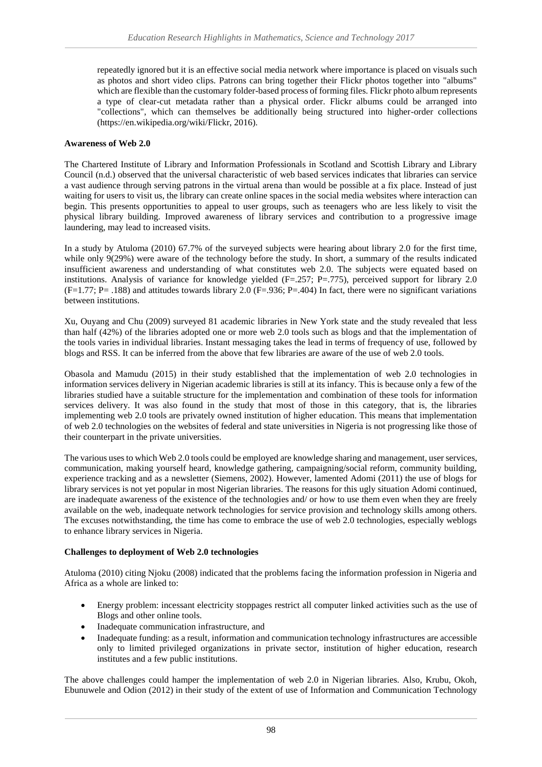repeatedly ignored but it is an effective social media network where importance is placed on visuals such as photos and short video clips. Patrons can bring together their Flickr photos together into "albums" which are flexible than the customary folder-based process of forming files. Flickr photo album represents a type of clear-cut metadata rather than a physical order. Flickr albums could be arranged into "collections", which can themselves be additionally being structured into higher-order collections (https://en.wikipedia.org/wiki/Flickr, 2016).

**Awareness of Web 2.0**

The Chartered Institute of Library and Information Professionals in Scotland and Scottish Library and Library Council (n.d.) observed that the universal characteristic of web based services indicates that libraries can service a vast audience through serving patrons in the virtual arena than would be possible at a fix place. Instead of just waiting for users to visit us, the library can create online spaces in the social media websites where interaction can begin. This presents opportunities to appeal to user groups, such as teenagers who are less likely to visit the physical library building. Improved awareness of library services and contribution to a progressive image laundering, may lead to increased visits.

In a study by Atuloma (2010) 67.7% of the surveyed subjects were hearing about library 2.0 for the first time, while only 9(29%) were aware of the technology before the study. In short, a summary of the results indicated insufficient awareness and understanding of what constitutes web 2.0. The subjects were equated based on institutions. Analysis of variance for knowledge yielded ($F$=.257; $P$=.775), perceived support for library 2.0 ($F$=1.77; $P$= .188) and attitudes towards library 2.0 ($F$=.936; $P$=.404) In fact, there were no significant variations between institutions.

Xu, Ouyang and Chu (2009) surveyed 81 academic libraries in New York state and the study revealed that less than half (42%) of the libraries adopted one or more web 2.0 tools such as blogs and that the implementation of the tools varies in individual libraries. Instant messaging takes the lead in terms of frequency of use, followed by blogs and RSS. It can be inferred from the above that few libraries are aware of the use of web 2.0 tools.

Obasola and Mamudu (2015) in their study established that the implementation of web 2.0 technologies in information services delivery in Nigerian academic libraries is still at its infancy. This is because only a few of the libraries studied have a suitable structure for the implementation and combination of these tools for information services delivery. It was also found in the study that most of those in this category, that is, the libraries implementing web 2.0 tools are privately owned institution of higher education. This means that implementation of web 2.0 technologies on the websites of federal and state universities in Nigeria is not progressing like those of their counterpart in the private universities.

The various uses to which Web 2.0 tools could be employed are knowledge sharing and management, user services, communication, making yourself heard, knowledge gathering, campaigning/social reform, community building, experience tracking and as a newsletter (Siemens, 2002). However, lamented Adomi (2011) the use of blogs for library services is not yet popular in most Nigerian libraries. The reasons for this ugly situation Adomi continued, are inadequate awareness of the existence of the technologies and/ or how to use them even when they are freely available on the web, inadequate network technologies for service provision and technology skills among others. The excuses notwithstanding, the time has come to embrace the use of web 2.0 technologies, especially weblogs to enhance library services in Nigeria.

**Challenges to deployment of Web 2.0 technologies**

Atuloma (2010) citing Njoku (2008) indicated that the problems facing the information profession in Nigeria and Africa as a whole are linked to:

- Energy problem: incessant electricity stoppages restrict all computer linked activities such as the use of Blogs and other online tools.
- Inadequate communication infrastructure, and
- Inadequate funding: as a result, information and communication technology infrastructures are accessible only to limited privileged organizations in private sector, institution of higher education, research institutes and a few public institutions.

The above challenges could hamper the implementation of web 2.0 in Nigerian libraries. Also, Krubu, Okoh, Ebunuwele and Odion (2012) in their study of the extent of use of Information and Communication Technology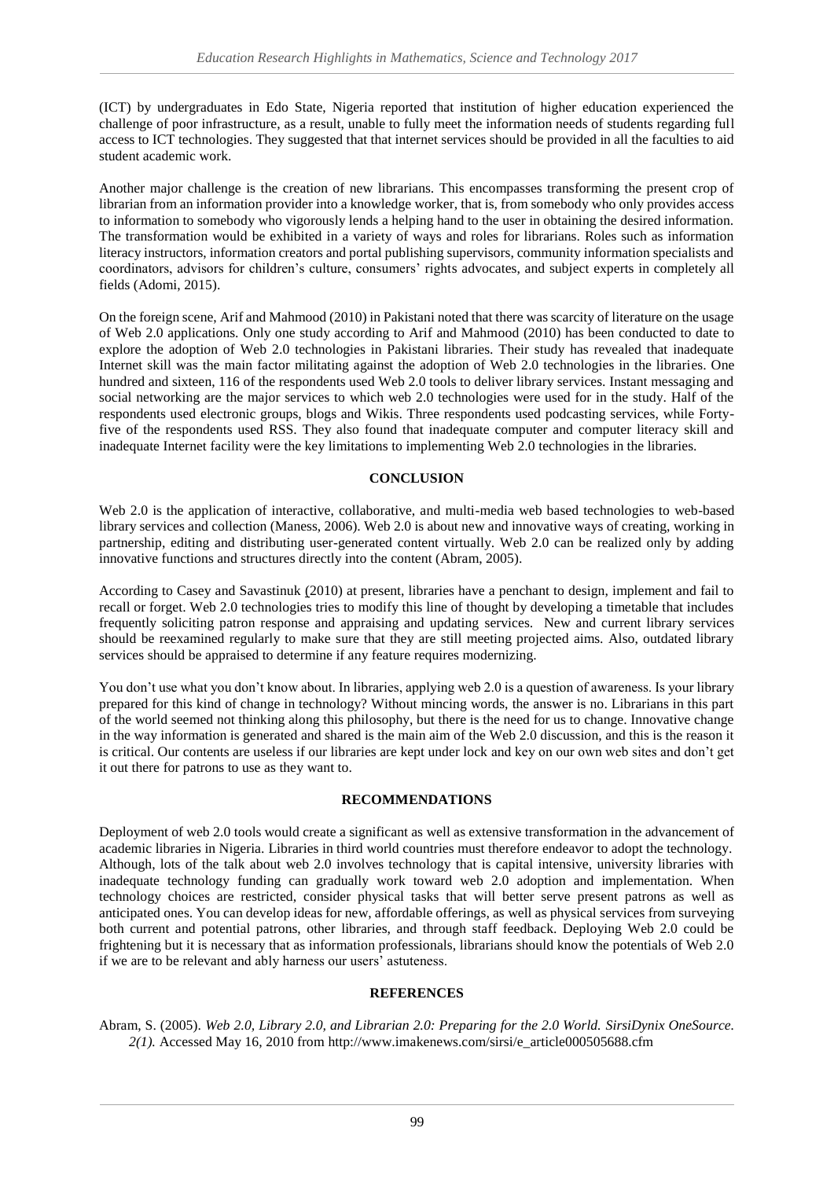(ICT) by undergraduates in Edo State, Nigeria reported that institution of higher education experienced the challenge of poor infrastructure, as a result, unable to fully meet the information needs of students regarding full access to ICT technologies. They suggested that that internet services should be provided in all the faculties to aid student academic work.

Another major challenge is the creation of new librarians. This encompasses transforming the present crop of librarian from an information provider into a knowledge worker, that is, from somebody who only provides access to information to somebody who vigorously lends a helping hand to the user in obtaining the desired information. The transformation would be exhibited in a variety of ways and roles for librarians. Roles such as information literacy instructors, information creators and portal publishing supervisors, community information specialists and coordinators, advisors for children's culture, consumers' rights advocates, and subject experts in completely all fields (Adomi, 2015).

On the foreign scene, Arif and Mahmood (2010) in Pakistani noted that there was scarcity of literature on the usage of Web 2.0 applications. Only one study according to Arif and Mahmood (2010) has been conducted to date to explore the adoption of Web 2.0 technologies in Pakistani libraries. Their study has revealed that inadequate Internet skill was the main factor militating against the adoption of Web 2.0 technologies in the libraries. One hundred and sixteen, 116 of the respondents used Web 2.0 tools to deliver library services. Instant messaging and social networking are the major services to which web 2.0 technologies were used for in the study. Half of the respondents used electronic groups, blogs and Wikis. Three respondents used podcasting services, while Forty-five of the respondents used RSS. They also found that inadequate computer and computer literacy skill and inadequate Internet facility were the key limitations to implementing Web 2.0 technologies in the libraries.

## CONCLUSION

Web 2.0 is the application of interactive, collaborative, and multi-media web based technologies to web-based library services and collection (Maness, 2006). Web 2.0 is about new and innovative ways of creating, working in partnership, editing and distributing user-generated content virtually. Web 2.0 can be realized only by adding innovative functions and structures directly into the content (Abram, 2005).

According to Casey and Savastinuk (2010) at present, libraries have a penchant to design, implement and fail to recall or forget. Web 2.0 technologies tries to modify this line of thought by developing a timetable that includes frequently soliciting patron response and appraising and updating services. New and current library services should be reexamined regularly to make sure that they are still meeting projected aims. Also, outdated library services should be appraised to determine if any feature requires modernizing.

You don't use what you don't know about. In libraries, applying web 2.0 is a question of awareness. Is your library prepared for this kind of change in technology? Without mincing words, the answer is no. Librarians in this part of the world seemed not thinking along this philosophy, but there is the need for us to change. Innovative change in the way information is generated and shared is the main aim of the Web 2.0 discussion, and this is the reason it is critical. Our contents are useless if our libraries are kept under lock and key on our own web sites and don't get it out there for patrons to use as they want to.

## RECOMMENDATIONS

Deployment of web 2.0 tools would create a significant as well as extensive transformation in the advancement of academic libraries in Nigeria. Libraries in third world countries must therefore endeavor to adopt the technology. Although, lots of the talk about web 2.0 involves technology that is capital intensive, university libraries with inadequate technology funding can gradually work toward web 2.0 adoption and implementation. When technology choices are restricted, consider physical tasks that will better serve present patrons as well as anticipated ones. You can develop ideas for new, affordable offerings, as well as physical services from surveying both current and potential patrons, other libraries, and through staff feedback. Deploying Web 2.0 could be frightening but it is necessary that as information professionals, librarians should know the potentials of Web 2.0 if we are to be relevant and ably harness our users' astuteness.

## REFERENCES

Abram, S. (2005). *Web 2.0, Library 2.0, and Librarian 2.0: Preparing for the 2.0 World. SirsiDynix OneSource. 2(1).* Accessed May 16, 2010 from http://www.imakenews.com/sirsi/e_article000505688.cfm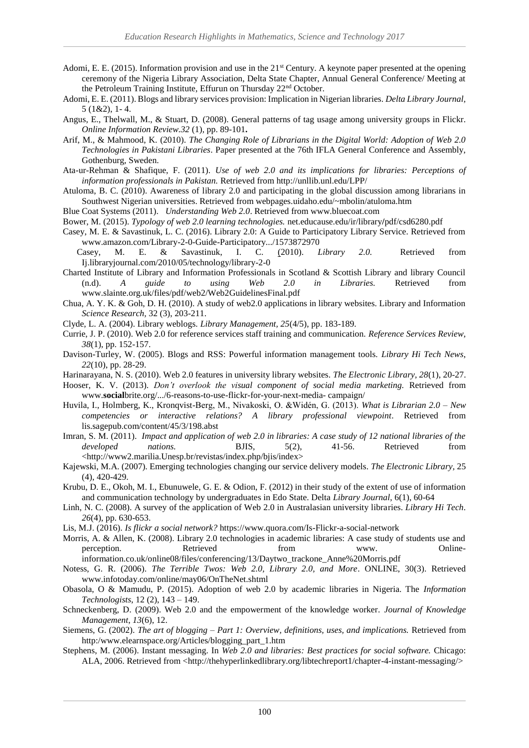Adomi, E. E. (2015). Information provision and use in the 21st Century. A keynote paper presented at the opening ceremony of the Nigeria Library Association, Delta State Chapter, Annual General Conference/ Meeting at the Petroleum Training Institute, Effurun on Thursday 22nd October.

Adomi, E. E. (2011). Blogs and library services provision: Implication in Nigerian libraries. *Delta Library Journal,* 5 (1&2), 1- 4.

Angus, E., Thelwall, M., & Stuart, D. (2008). General patterns of tag usage among university groups in Flickr. *Online Information Review.32* (1), pp. 89-101**.**

Arif, M., & Mahmood, K. (2010). *The Changing Role of Librarians in the Digital World: Adoption of Web 2.0 Technologies in Pakistani Libraries*. Paper presented at the 76th IFLA General Conference and Assembly, Gothenburg, Sweden.

Ata-ur-Rehman & Shafique, F. (2011). *Use of web 2.0 and its implications for libraries: Perceptions of information professionals in Pakistan.* Retrieved from http://unllib.unl.edu/LPP/

Atuloma, B. C. (2010). Awareness of library 2.0 and participating in the global discussion among librarians in Southwest Nigerian universities. Retrieved from webpages.uidaho.edu/~mbolin/atuloma.htm

Blue Coat Systems (2011). *Understanding Web 2.0*. Retrieved from www.bluecoat.com

Bower, M. (2015). *Typology of web 2.0 learning technologies.* net.educause.edu/ir/library/pdf/csd6280.pdf

Casey, M. E. & Savastinuk, L. C. (2016). Library 2.0: A Guide to Participatory Library Service. Retrieved from www.amazon.com/Library-2-0-Guide-Participatory.../1573872970

Casey, M. E. & Savastinuk, I. C. (2010). *Library 2.0.* Retrieved from Ij.libraryjournal.com/2010/05/technology/library-2-0

Charted Institute of Library and Information Professionals in Scotland & Scottish Library and library Council (n.d). *A guide to using Web 2.0 in Libraries.* Retrieved from www.slainte.org.uk/files/pdf/web2/Web2GuidelinesFinal.pdf

Chua, A. Y. K. & Goh, D. H. (2010). A study of web2.0 applications in library websites. Library and Information *Science Research,* 32 (3), 203-211.

Clyde, L. A. (2004). Library weblogs. *Library Management, 25*(4/5), pp. 183-189.

Currie, J. P. (2010). Web 2.0 for reference services staff training and communication. *Reference Services Review, 38*(1), pp. 152-157.

Davison-Turley, W. (2005). Blogs and RSS: Powerful information management tools. *Library Hi Tech News, 22*(10), pp. 28-29.

Harinarayana, N. S. (2010). Web 2.0 features in university library websites. *The Electronic Library, 28*(1), 20-27.

Hooser, K. V. (2013). *Don't overlook the visual component of social media marketing.* Retrieved from www.**social**brite.org/.../6-reasons-to-use-flickr-for-your-next-media- campaign/

Huvila, I., Holmberg, K., Kronqvist-Berg, M., Nivakoski, O. &Widén, G. (2013). *What is Librarian 2.0 – New competencies or interactive relations? A library professional viewpoint*. Retrieved from lis.sagepub.com/content/45/3/198.abst

Imran, S. M. (2011). *Impact and application of web 2.0 in libraries: A case study of 12 national libraries of the developed nations.* BJIS, 5(2), 41-56. Retrieved from <http://www2.marilia.Unesp.br/revistas/index.php/bjis/index>

Kajewski, M.A. (2007). Emerging technologies changing our service delivery models. *The Electronic Library,* 25 (4), 420-429.

Krubu, D. E., Okoh, M. I., Ebunuwele, G. E. & Odion, F. (2012) in their study of the extent of use of information and communication technology by undergraduates in Edo State. Delta *Library Journal,* 6(1), 60-64

Linh, N. C. (2008). A survey of the application of Web 2.0 in Australasian university libraries. *Library Hi Tech*. *26*(4), pp. 630-653.

Lis, M.J. (2016). *Is flickr a social network?* https://www.quora.com/Is-Flickr-a-social-network

Morris, A. & Allen, K. (2008). Library 2.0 technologies in academic libraries: A case study of students use and perception. Retrieved from www. Online-information.co.uk/online08/files/conferencing/13/Daytwo_trackone_Anne%20Morris.pdf

Notess, G. R. (2006). *The Terrible Twos: Web 2.0, Library 2.0, and More*. ONLINE, 30(3). Retrieved www.infotoday.com/online/may06/OnTheNet.shtml

Obasola, O & Mamudu, P. (2015). Adoption of web 2.0 by academic libraries in Nigeria. The *Information Technologists*, 12 (2), 143 – 149.

Schneckenberg, D. (2009). Web 2.0 and the empowerment of the knowledge worker. *Journal of Knowledge Management*, *13*(6), 12.

Siemens, G. (2002). *The art of blogging – Part 1: Overview, definitions, uses, and implications.* Retrieved from http:/www.elearnspace.org/Articles/blogging_part_1.htm

Stephens, M. (2006). Instant messaging. In *Web 2.0 and libraries: Best practices for social software.* Chicago: ALA, 2006. Retrieved from <http://thehyperlinkedlibrary.org/libtechreport1/chapter-4-instant-messaging/>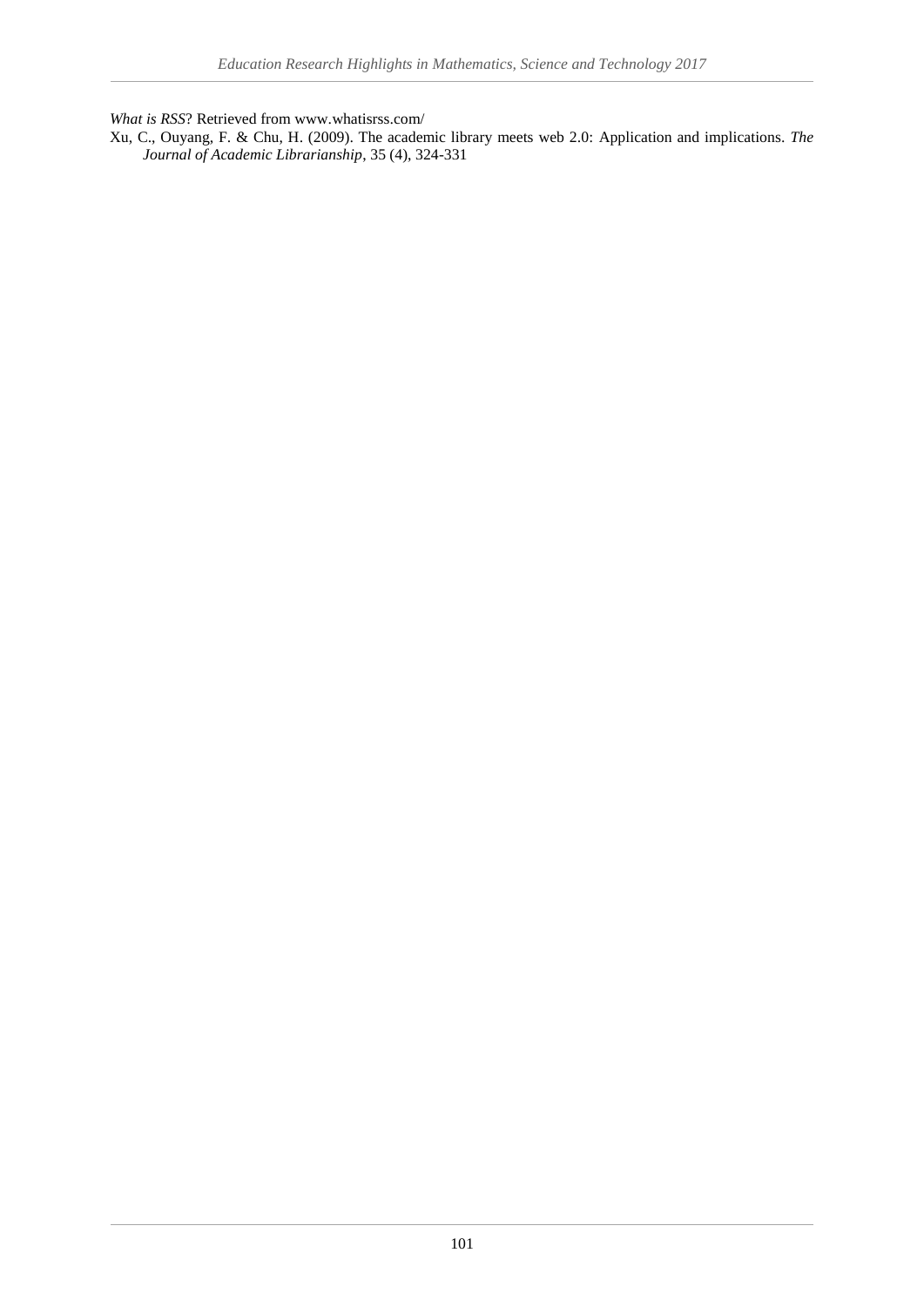*What is RSS*? Retrieved from www.whatisrss.com/

Xu, C., Ouyang, F. & Chu, H. (2009). The academic library meets web 2.0: Application and implications. *The Journal of Academic Librarianship*, 35 (4), 324-331